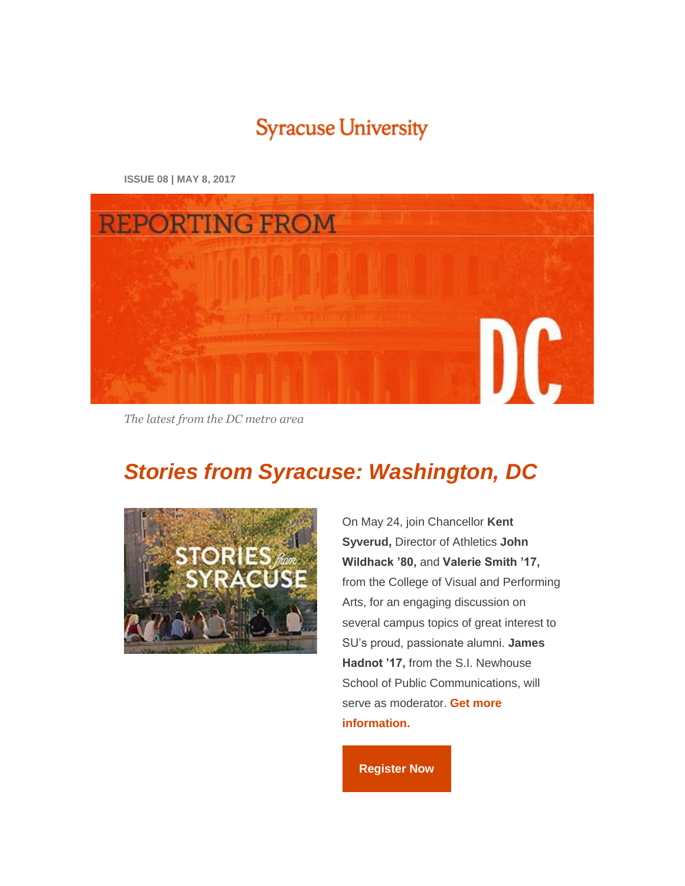Syracuse University

**ISSUE 08 | MAY 8, 2017**

REPORTING FROM DC

*The latest from the DC metro area*

## *Stories from Syracuse: Washington, DC*

On May 24, join Chancellor **Kent Syverud,** Director of Athletics **John Wildhack ’80,** and **Valerie Smith ’17,** from the College of Visual and Performing Arts, for an engaging discussion on several campus topics of great interest to SU’s proud, passionate alumni. **James Hadnot ’17,** from the S.I. Newhouse School of Public Communications, will serve as moderator. **Get more information.**

**Register Now**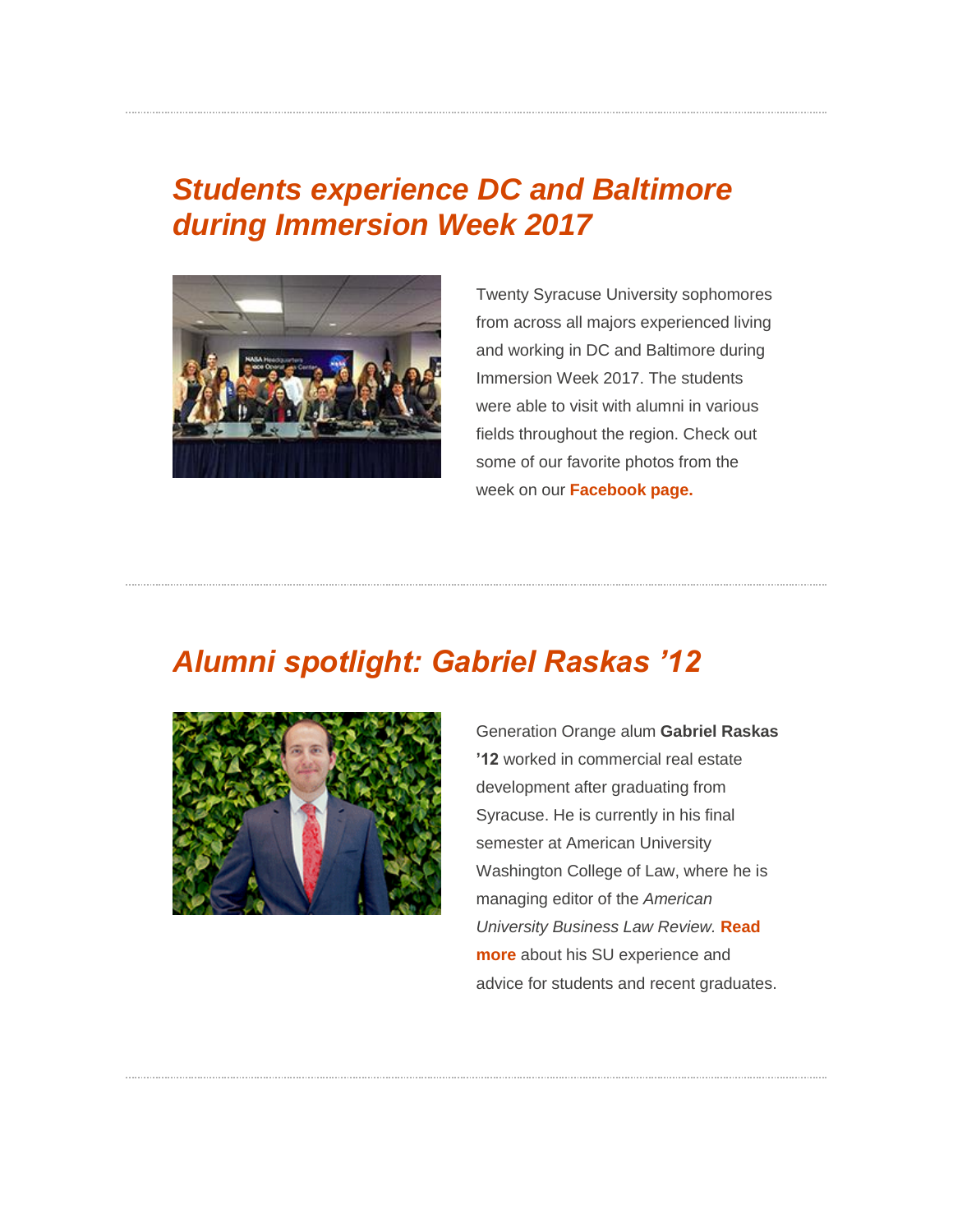## *Students experience DC and Baltimore during Immersion Week 2017*

Twenty Syracuse University sophomores from across all majors experienced living and working in DC and Baltimore during Immersion Week 2017. The students were able to visit with alumni in various fields throughout the region. Check out some of our favorite photos from the week on our **Facebook page.**

## *Alumni spotlight: Gabriel Raskas ’12*

Generation Orange alum **Gabriel Raskas ’12** worked in commercial real estate development after graduating from Syracuse. He is currently in his final semester at American University Washington College of Law, where he is managing editor of the *American University Business Law Review.* **Read more** about his SU experience and advice for students and recent graduates.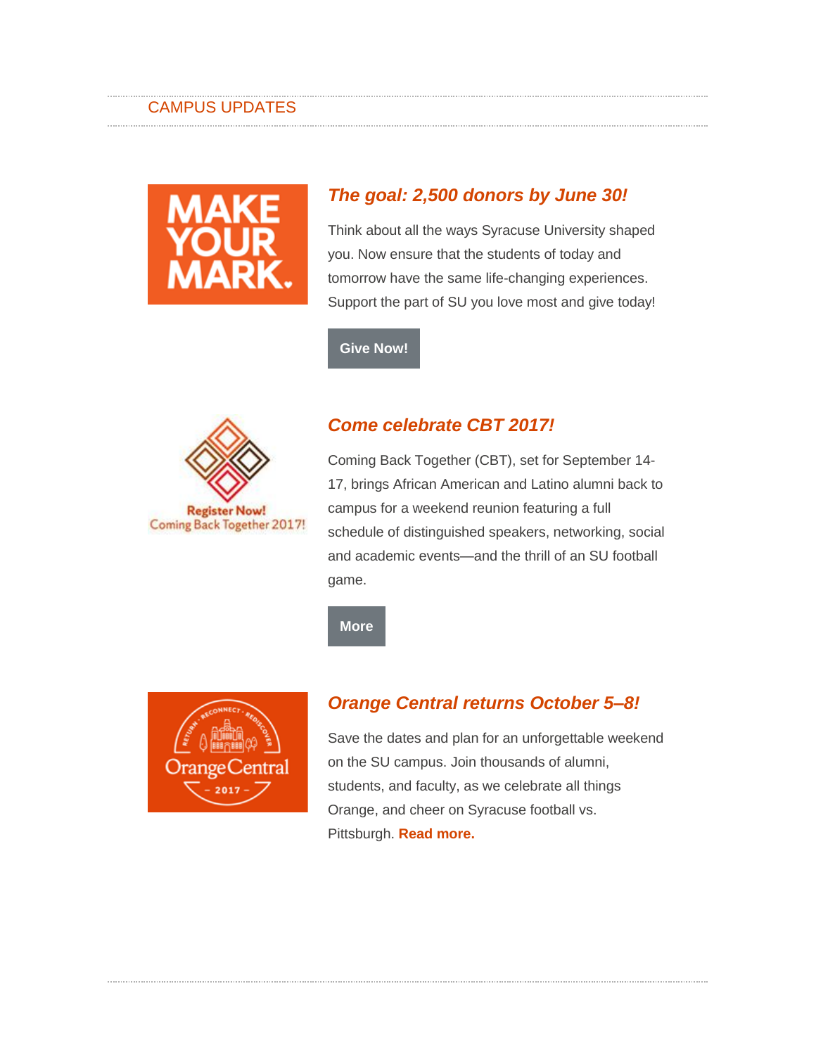## CAMPUS UPDATES

MAKE YOUR MARK.

### *The goal: 2,500 donors by June 30!*

Think about all the ways Syracuse University shaped you. Now ensure that the students of today and tomorrow have the same life-changing experiences. Support the part of SU you love most and give today!

**Give Now!**

Register Now!
Coming Back Together 2017!

### *Come celebrate CBT 2017!*

Coming Back Together (CBT), set for September 14-17, brings African American and Latino alumni back to campus for a weekend reunion featuring a full schedule of distinguished speakers, networking, social and academic events—and the thrill of an SU football game.

**More**

RETURN · RECONNECT · REDISCOVER
OrangeCentral
– 2017 –

### *Orange Central returns October 5–8!*

Save the dates and plan for an unforgettable weekend on the SU campus. Join thousands of alumni, students, and faculty, as we celebrate all things Orange, and cheer on Syracuse football vs. Pittsburgh. **Read more.**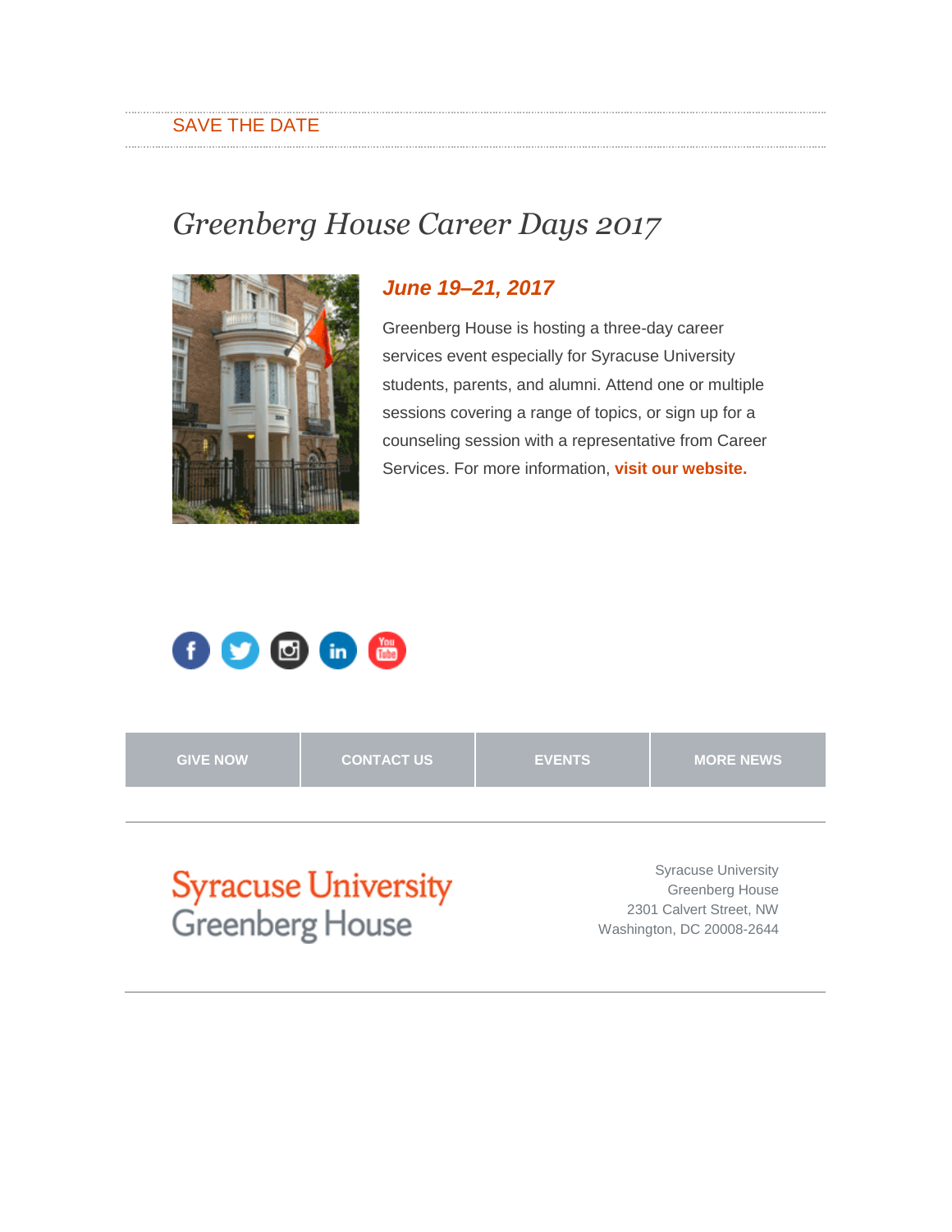SAVE THE DATE

## *Greenberg House Career Days 2017*

***June 19–21, 2017***

Greenberg House is hosting a three-day career services event especially for Syracuse University students, parents, and alumni. Attend one or multiple sessions covering a range of topics, or sign up for a counseling session with a representative from Career Services. For more information, **visit our website.**

GIVE NOW | CONTACT US | EVENTS | MORE NEWS

Syracuse University
Greenberg House

Syracuse University
Greenberg House
2301 Calvert Street, NW
Washington, DC 20008-2644